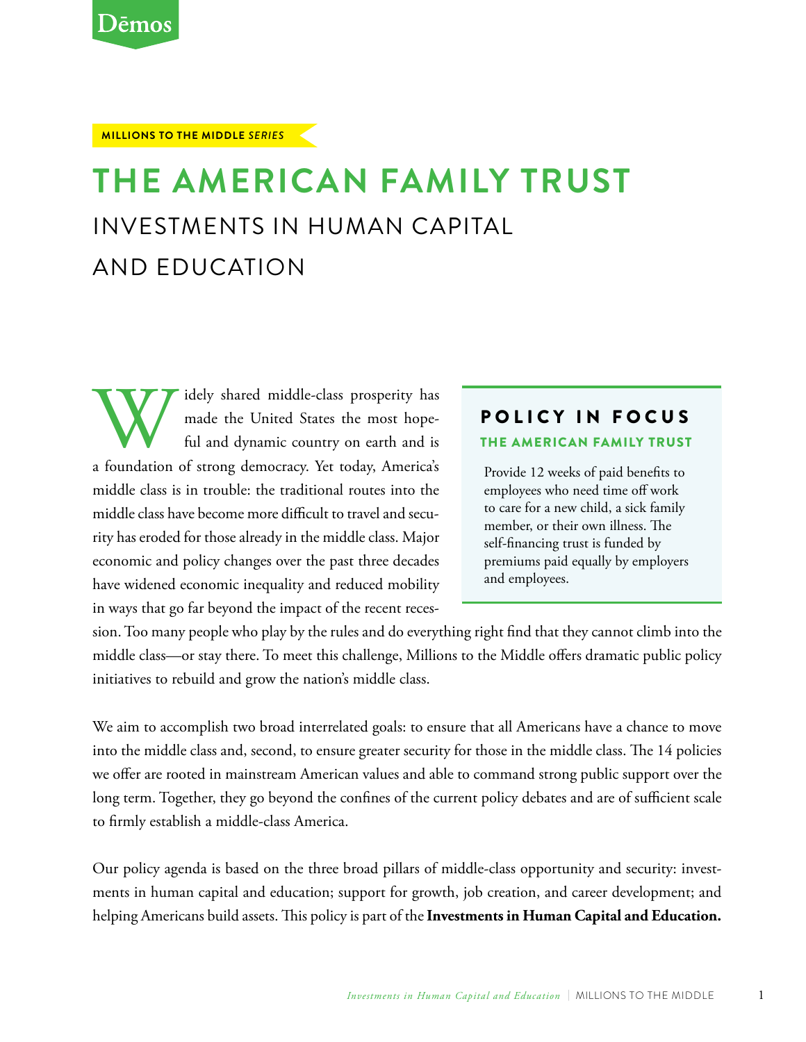Dēmos

**MILLIONS TO THE MIDDLE** *SERIES*

# THE AMERICAN FAMILY TRUST

## INVESTMENTS IN HUMAN CAPITAL AND EDUCATION

Widely shared middle-class prosperity has made the United States the most hopeful and dynamic country on earth and is a foundation of strong democracy. Yet today, America's middle class is in trouble: the traditional routes into the middle class have become more difficult to travel and security has eroded for those already in the middle class. Major economic and policy changes over the past three decades have widened economic inequality and reduced mobility in ways that go far beyond the impact of the recent recession. Too many people who play by the rules and do everything right find that they cannot climb into the middle class—or stay there. To meet this challenge, Millions to the Middle offers dramatic public policy initiatives to rebuild and grow the nation's middle class.

> **POLICY IN FOCUS**
>
> **THE AMERICAN FAMILY TRUST**
>
> Provide 12 weeks of paid benefits to employees who need time off work to care for a new child, a sick family member, or their own illness. The self-financing trust is funded by premiums paid equally by employers and employees.

We aim to accomplish two broad interrelated goals: to ensure that all Americans have a chance to move into the middle class and, second, to ensure greater security for those in the middle class. The 14 policies we offer are rooted in mainstream American values and able to command strong public support over the long term. Together, they go beyond the confines of the current policy debates and are of sufficient scale to firmly establish a middle-class America.

Our policy agenda is based on the three broad pillars of middle-class opportunity and security: investments in human capital and education; support for growth, job creation, and career development; and helping Americans build assets. This policy is part of the **Investments in Human Capital and Education.**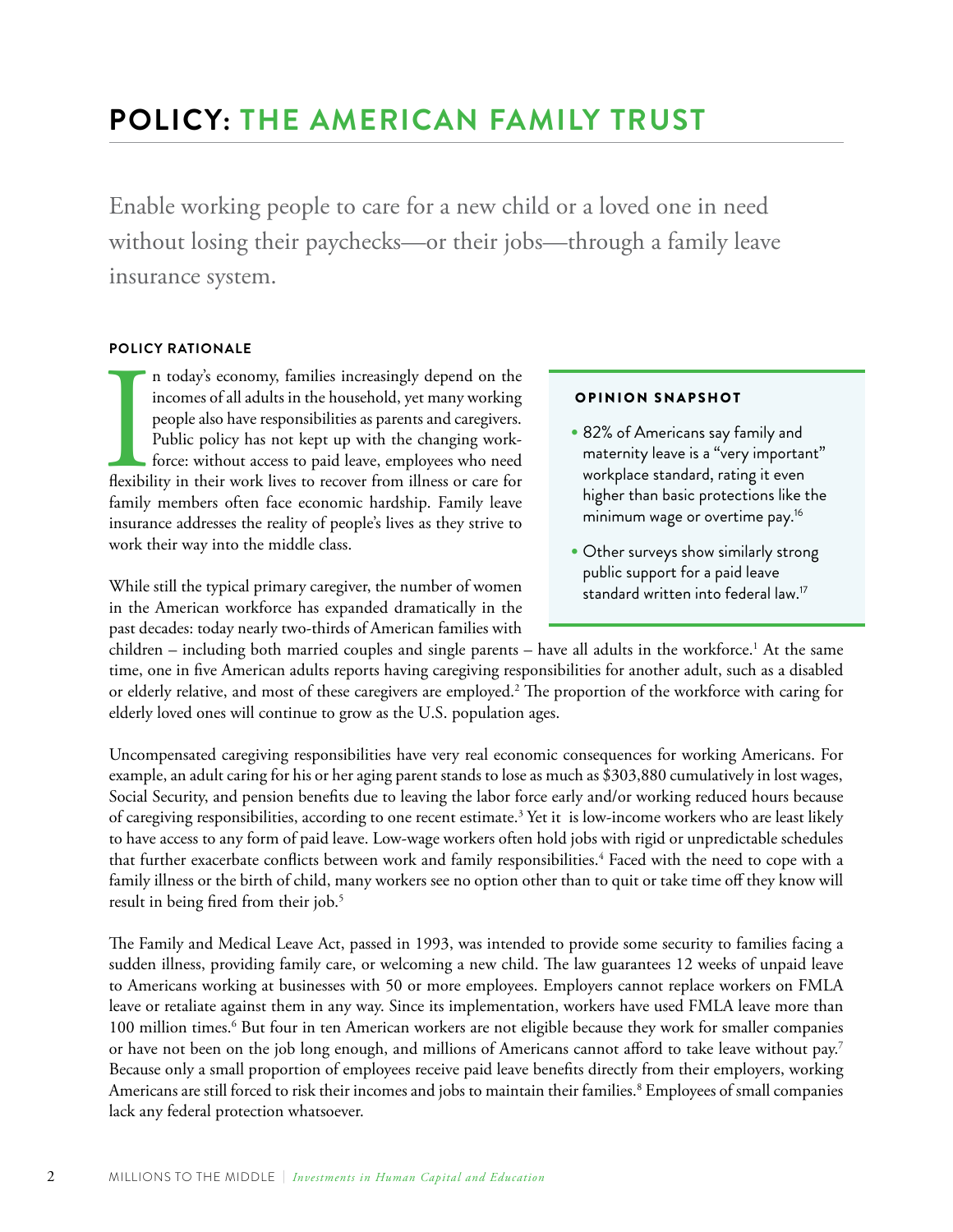# POLICY: THE AMERICAN FAMILY TRUST

Enable working people to care for a new child or a loved one in need without losing their paychecks—or their jobs—through a family leave insurance system.

### POLICY RATIONALE

In today's economy, families increasingly depend on the incomes of all adults in the household, yet many working people also have responsibilities as parents and caregivers. Public policy has not kept up with the changing workforce: without access to paid leave, employees who need flexibility in their work lives to recover from illness or care for family members often face economic hardship. Family leave insurance addresses the reality of people's lives as they strive to work their way into the middle class.

While still the typical primary caregiver, the number of women in the American workforce has expanded dramatically in the past decades: today nearly two-thirds of American families with children – including both married couples and single parents – have all adults in the workforce.[1] At the same time, one in five American adults reports having caregiving responsibilities for another adult, such as a disabled or elderly relative, and most of these caregivers are employed.[2] The proportion of the workforce with caring for elderly loved ones will continue to grow as the U.S. population ages.

Uncompensated caregiving responsibilities have very real economic consequences for working Americans. For example, an adult caring for his or her aging parent stands to lose as much as $303,880 cumulatively in lost wages, Social Security, and pension benefits due to leaving the labor force early and/or working reduced hours because of caregiving responsibilities, according to one recent estimate.[3] Yet it is low-income workers who are least likely to have access to any form of paid leave. Low-wage workers often hold jobs with rigid or unpredictable schedules that further exacerbate conflicts between work and family responsibilities.[4] Faced with the need to cope with a family illness or the birth of child, many workers see no option other than to quit or take time off they know will result in being fired from their job.[5]

The Family and Medical Leave Act, passed in 1993, was intended to provide some security to families facing a sudden illness, providing family care, or welcoming a new child. The law guarantees 12 weeks of unpaid leave to Americans working at businesses with 50 or more employees. Employers cannot replace workers on FMLA leave or retaliate against them in any way. Since its implementation, workers have used FMLA leave more than 100 million times.[6] But four in ten American workers are not eligible because they work for smaller companies or have not been on the job long enough, and millions of Americans cannot afford to take leave without pay.[7] Because only a small proportion of employees receive paid leave benefits directly from their employers, working Americans are still forced to risk their incomes and jobs to maintain their families.[8] Employees of small companies lack any federal protection whatsoever.

> **OPINION SNAPSHOT**
>
> - 82% of Americans say family and maternity leave is a "very important" workplace standard, rating it even higher than basic protections like the minimum wage or overtime pay.[16]
> - Other surveys show similarly strong public support for a paid leave standard written into federal law.[17]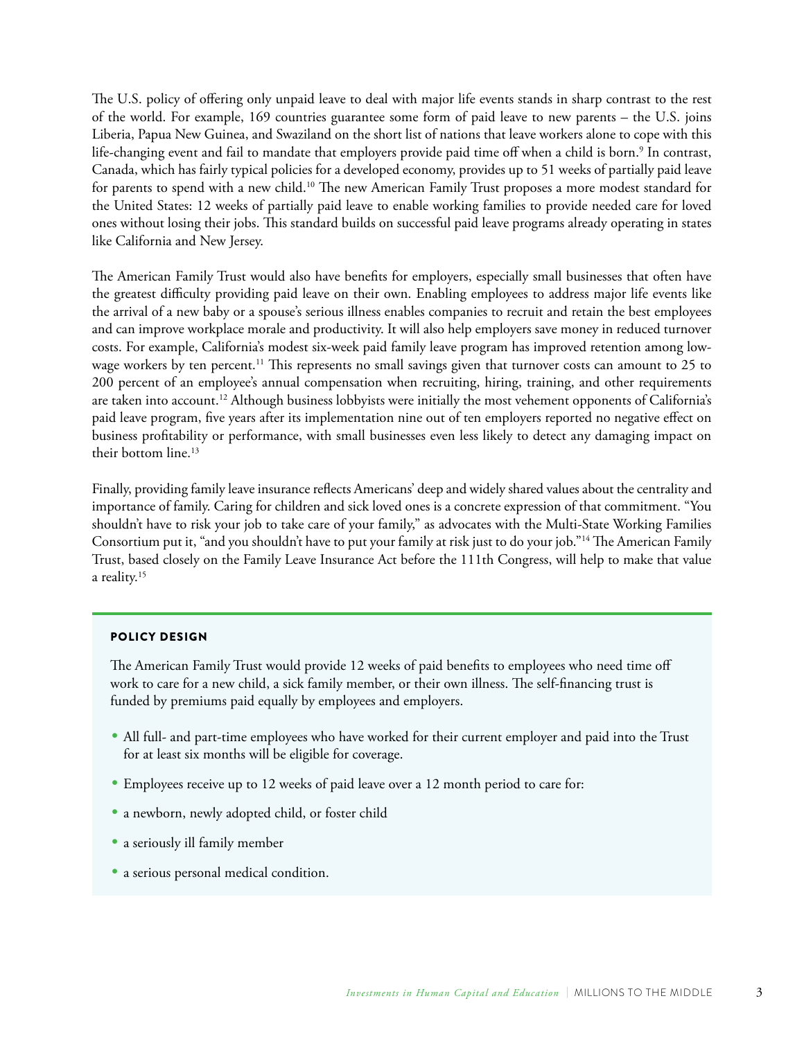The U.S. policy of offering only unpaid leave to deal with major life events stands in sharp contrast to the rest of the world. For example, 169 countries guarantee some form of paid leave to new parents – the U.S. joins Liberia, Papua New Guinea, and Swaziland on the short list of nations that leave workers alone to cope with this life-changing event and fail to mandate that employers provide paid time off when a child is born.[9] In contrast, Canada, which has fairly typical policies for a developed economy, provides up to 51 weeks of partially paid leave for parents to spend with a new child.[10] The new American Family Trust proposes a more modest standard for the United States: 12 weeks of partially paid leave to enable working families to provide needed care for loved ones without losing their jobs. This standard builds on successful paid leave programs already operating in states like California and New Jersey.

The American Family Trust would also have benefits for employers, especially small businesses that often have the greatest difficulty providing paid leave on their own. Enabling employees to address major life events like the arrival of a new baby or a spouse's serious illness enables companies to recruit and retain the best employees and can improve workplace morale and productivity. It will also help employers save money in reduced turnover costs. For example, California's modest six-week paid family leave program has improved retention among low-wage workers by ten percent.[11] This represents no small savings given that turnover costs can amount to 25 to 200 percent of an employee's annual compensation when recruiting, hiring, training, and other requirements are taken into account.[12] Although business lobbyists were initially the most vehement opponents of California's paid leave program, five years after its implementation nine out of ten employers reported no negative effect on business profitability or performance, with small businesses even less likely to detect any damaging impact on their bottom line.[13]

Finally, providing family leave insurance reflects Americans' deep and widely shared values about the centrality and importance of family. Caring for children and sick loved ones is a concrete expression of that commitment. "You shouldn't have to risk your job to take care of your family," as advocates with the Multi-State Working Families Consortium put it, "and you shouldn't have to put your family at risk just to do your job."[14] The American Family Trust, based closely on the Family Leave Insurance Act before the 111th Congress, will help to make that value a reality.[15]

#### POLICY DESIGN

The American Family Trust would provide 12 weeks of paid benefits to employees who need time off work to care for a new child, a sick family member, or their own illness. The self-financing trust is funded by premiums paid equally by employees and employers.

- All full- and part-time employees who have worked for their current employer and paid into the Trust for at least six months will be eligible for coverage.
- Employees receive up to 12 weeks of paid leave over a 12 month period to care for:
- a newborn, newly adopted child, or foster child
- a seriously ill family member
- a serious personal medical condition.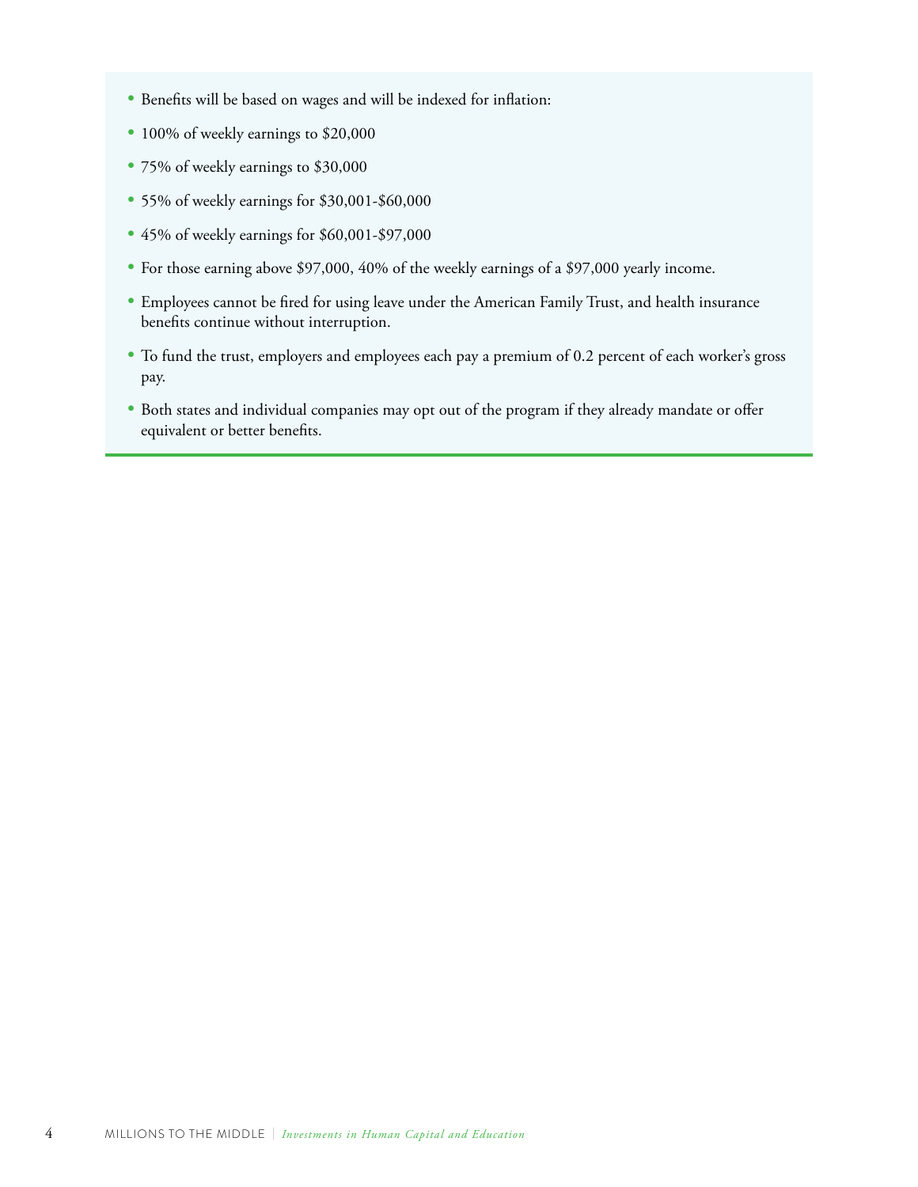- Benefits will be based on wages and will be indexed for inflation:
- 100% of weekly earnings to $20,000
- 75% of weekly earnings to $30,000
- 55% of weekly earnings for $30,001-$60,000
- 45% of weekly earnings for $60,001-$97,000
- For those earning above $97,000, 40% of the weekly earnings of a $97,000 yearly income.
- Employees cannot be fired for using leave under the American Family Trust, and health insurance benefits continue without interruption.
- To fund the trust, employers and employees each pay a premium of 0.2 percent of each worker's gross pay.
- Both states and individual companies may opt out of the program if they already mandate or offer equivalent or better benefits.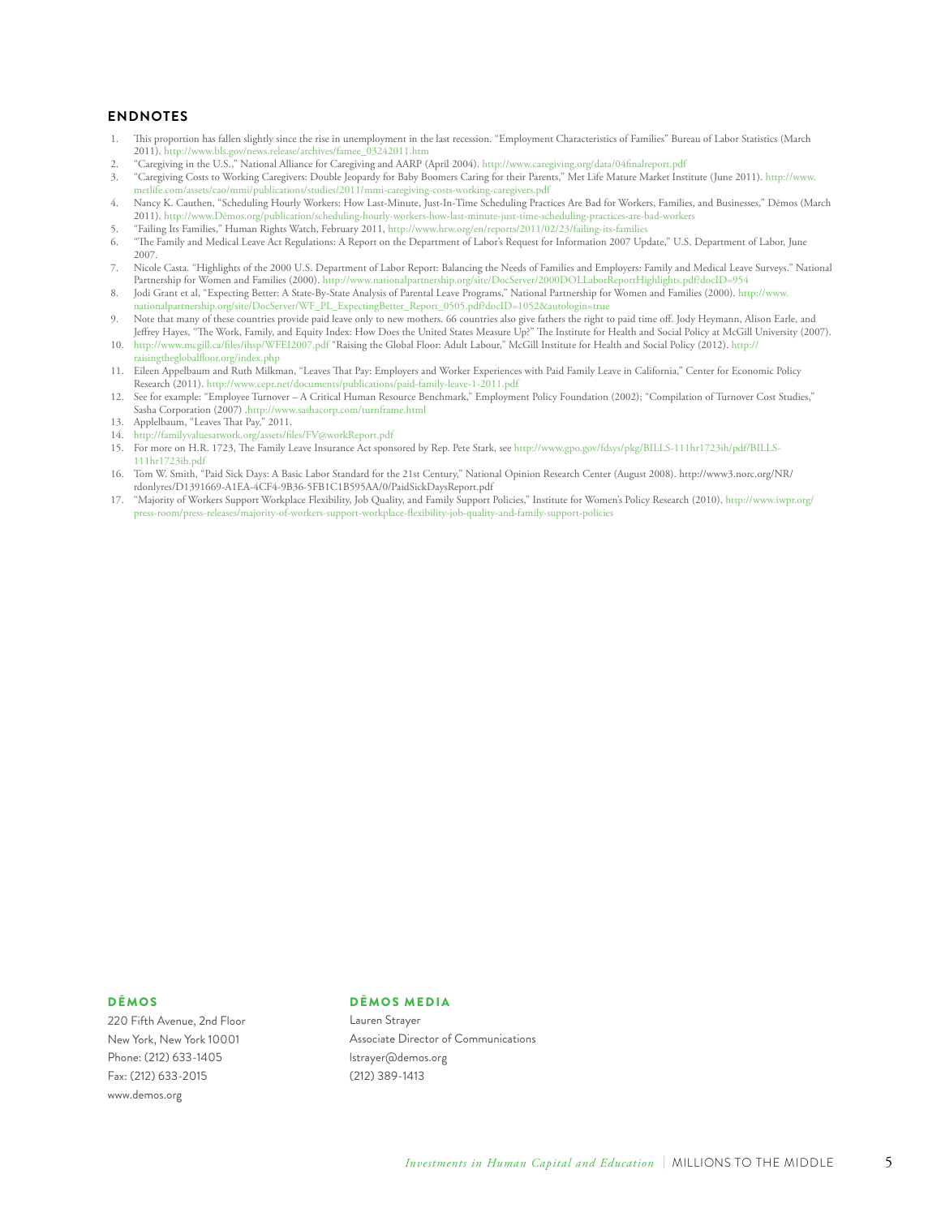## ENDNOTES

1. This proportion has fallen slightly since the rise in unemployment in the last recession. "Employment Characteristics of Families" Bureau of Labor Statistics (March 2011). http://www.bls.gov/news.release/archives/famee_03242011.htm
2. "Caregiving in the U.S.," National Alliance for Caregiving and AARP (April 2004). http://www.caregiving.org/data/04finalreport.pdf
3. "Caregiving Costs to Working Caregivers: Double Jeopardy for Baby Boomers Caring for their Parents," Met Life Mature Market Institute (June 2011). http://www.metlife.com/assets/cao/mmi/publications/studies/2011/mmi-caregiving-costs-working-caregivers.pdf
4. Nancy K. Cauthen, "Scheduling Hourly Workers: How Last-Minute, Just-In-Time Scheduling Practices Are Bad for Workers, Families, and Businesses," Dēmos (March 2011). http://www.Dēmos.org/publication/scheduling-hourly-workers-how-last-minute-just-time-scheduling-practices-are-bad-workers
5. "Failing Its Families," Human Rights Watch, February 2011, http://www.hrw.org/en/reports/2011/02/23/failing-its-families
6. "The Family and Medical Leave Act Regulations: A Report on the Department of Labor's Request for Information 2007 Update," U.S. Department of Labor, June 2007.
7. Nicole Casta. "Highlights of the 2000 U.S. Department of Labor Report: Balancing the Needs of Families and Employers: Family and Medical Leave Surveys." National Partnership for Women and Families (2000). http://www.nationalpartnership.org/site/DocServer/2000DOLLaborReportHighlights.pdf?docID=954
8. Jodi Grant et al, "Expecting Better: A State-By-State Analysis of Parental Leave Programs," National Partnership for Women and Families (2000). http://www.nationalpartnership.org/site/DocServer/WF_PL_ExpectingBetter_Report_0505.pdf?docID=1052&autologin=true
9. Note that many of these countries provide paid leave only to new mothers. 66 countries also give fathers the right to paid time off. Jody Heymann, Alison Earle, and Jeffrey Hayes, "The Work, Family, and Equity Index: How Does the United States Measure Up?" The Institute for Health and Social Policy at McGill University (2007).
10. http://www.mcgill.ca/files/ihsp/WFEI2007.pdf "Raising the Global Floor: Adult Labour," McGill Institute for Health and Social Policy (2012). http://raisingtheglobalfloor.org/index.php
11. Eileen Appelbaum and Ruth Milkman, "Leaves That Pay: Employers and Worker Experiences with Paid Family Leave in California," Center for Economic Policy Research (2011). http://www.cepr.net/documents/publications/paid-family-leave-1-2011.pdf
12. See for example: "Employee Turnover – A Critical Human Resource Benchmark," Employment Policy Foundation (2002); "Compilation of Turnover Cost Studies," Sasha Corporation (2007) .http://www.sashacorp.com/turnframe.html
13. Applelbaum, "Leaves That Pay," 2011.
14. http://familyvaluesatwork.org/assets/files/FV@workReport.pdf
15. For more on H.R. 1723, The Family Leave Insurance Act sponsored by Rep. Pete Stark, see http://www.gpo.gov/fdsys/pkg/BILLS-111hr1723ih/pdf/BILLS-111hr1723ih.pdf
16. Tom W. Smith, "Paid Sick Days: A Basic Labor Standard for the 21st Century," National Opinion Research Center (August 2008). http://www3.norc.org/NR/rdonlyres/D1391669-A1EA-4CF4-9B36-5FB1C1B595AA/0/PaidSickDaysReport.pdf
17. "Majority of Workers Support Workplace Flexibility, Job Quality, and Family Support Policies," Institute for Women's Policy Research (2010). http://www.iwpr.org/press-room/press-releases/majority-of-workers-support-workplace-flexibility-job-quality-and-family-support-policies

**DĒMOS**

220 Fifth Avenue, 2nd Floor
New York, New York 10001
Phone: (212) 633-1405
Fax: (212) 633-2015
www.demos.org

**DĒMOS MEDIA**

Lauren Strayer
Associate Director of Communications
lstrayer@demos.org
(212) 389-1413